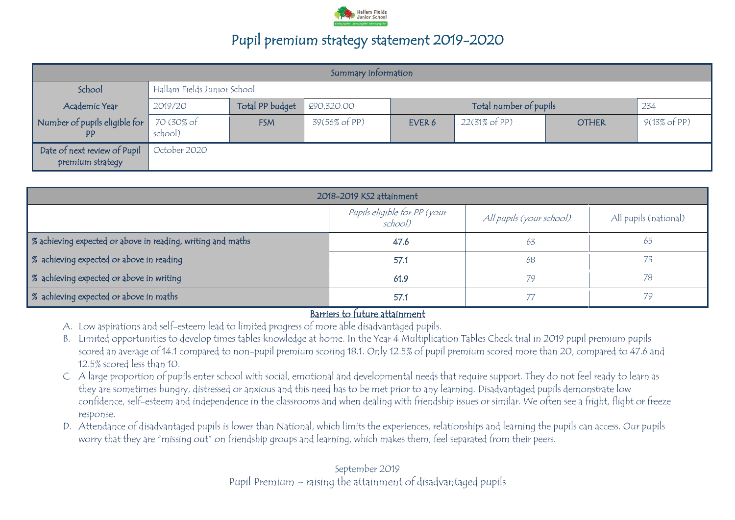# Pupil premium strategy statement 2019-2020

| Summary information | | | | | | | |
|---|---|---|---|---|---|---|---|
| School | Hallam Fields Junior School | | | | | | |
| Academic Year | 2019/20 | Total PP budget | £90,320.00 | Total number of pupils | | | 234 |
| Number of pupils eligible for PP | 70 (30% of school) | FSM | 39(56% of PP) | EVER 6 | 22(31% of PP) | OTHER | 9(13% of PP) |
| Date of next review of Pupil premium strategy | October 2020 | | | | | | |

| 2018-2019 KS2 attainment | | | |
|---|---|---|---|
| | *Pupils eligible for PP (your school)* | *All pupils (your school)* | All pupils (national) |
| % achieving expected or above in reading, writing and maths | **47.6** | 63 | 65 |
| % achieving expected or above in reading | **57.1** | 68 | 73 |
| % achieving expected or above in writing | **61.9** | 79 | 78 |
| % achieving expected or above in maths | **57.1** | 77 | 79 |

## Barriers to future attainment

A. Low aspirations and self-esteem lead to limited progress of more able disadvantaged pupils.

B. Limited opportunities to develop times tables knowledge at home. In the Year 4 Multiplication Tables Check trial in 2019 pupil premium pupils scored an average of 14.1 compared to non-pupil premium scoring 18.1. Only 12.5% of pupil premium scored more than 20, compared to 47.6 and 12.5% scored less than 10.

C. A large proportion of pupils enter school with social, emotional and developmental needs that require support. They do not feel ready to learn as they are sometimes hungry, distressed or anxious and this need has to be met prior to any learning. Disadvantaged pupils demonstrate low confidence, self-esteem and independence in the classrooms and when dealing with friendship issues or similar. We often see a fright, flight or freeze response.

D. Attendance of disadvantaged pupils is lower than National, which limits the experiences, relationships and learning the pupils can access. Our pupils worry that they are "missing out" on friendship groups and learning, which makes them, feel separated from their peers.

September 2019

Pupil Premium – raising the attainment of disadvantaged pupils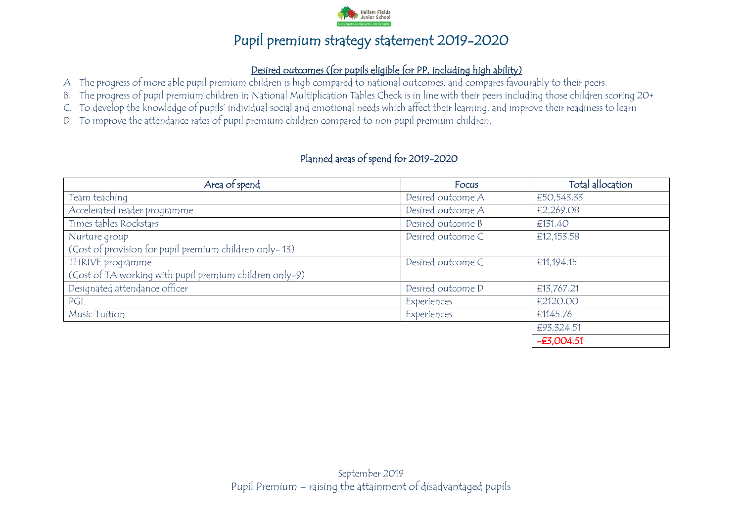# Pupil premium strategy statement 2019-2020

## Desired outcomes (for pupils eligible for PP, including high ability)

A. The progress of more able pupil premium children is high compared to national outcomes, and compares favourably to their peers.
B. The progress of pupil premium children in National Multiplication Tables Check is in line with their peers including those children scoring 20+
C. To develop the knowledge of pupils' individual social and emotional needs which affect their learning, and improve their readiness to learn
D. To improve the attendance rates of pupil premium children compared to non pupil premium children.

## Planned areas of spend for 2019-2020

| Area of spend | Focus | Total allocation |
|---|---|---|
| Team teaching | Desired outcome A | £50,543.33 |
| Accelerated reader programme | Desired outcome A | £2,269.08 |
| Times tables Rockstars | Desired outcome B | £131.40 |
| Nurture group<br>(Cost of provision for pupil premium children only- 13) | Desired outcome C | £12,153.58 |
| THRIVE programme<br>(Cost of TA working with pupil premium children only-9) | Desired outcome C | £11,194.15 |
| Designated attendance officer | Desired outcome D | £13,767.21 |
| PGL | Experiences | £2120.00 |
| Music Tuition | Experiences | £1145.76 |
| | | £93,324.51 |
| | | -£3,004.51 |

September 2019
Pupil Premium – raising the attainment of disadvantaged pupils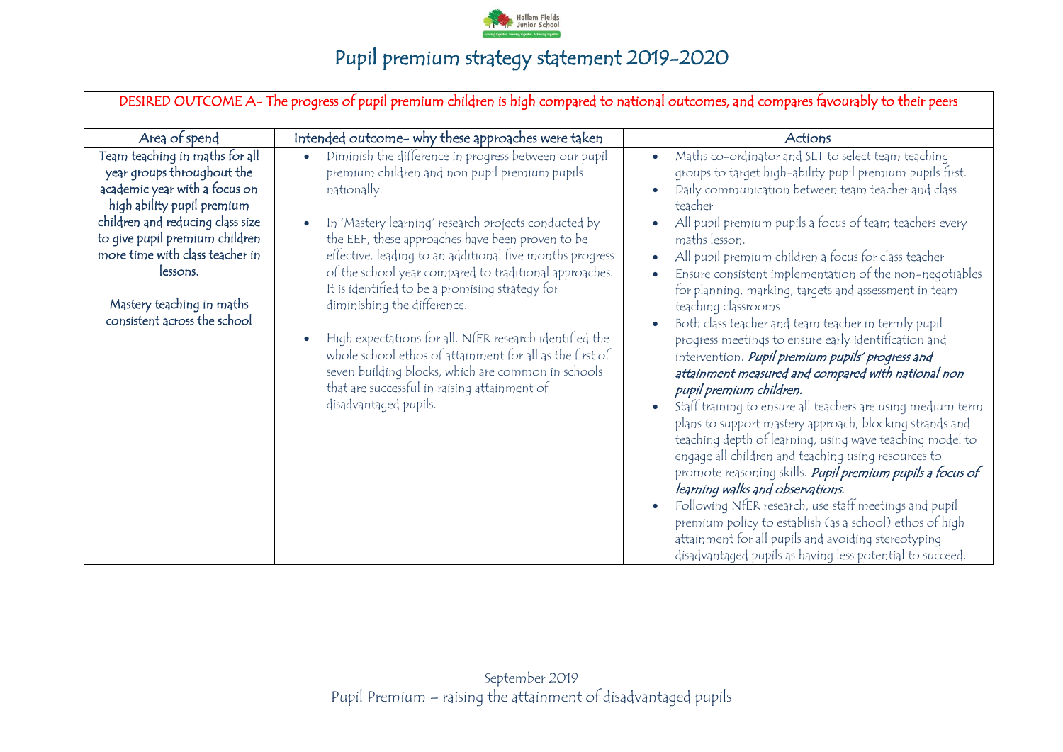# Pupil premium strategy statement 2019-2020

| DESIRED OUTCOME A- The progress of pupil premium children is high compared to national outcomes, and compares favourably to their peers | | |
|---|---|---|
| **Area of spend** | **Intended outcome- why these approaches were taken** | **Actions** |
| Team teaching in maths for all year groups throughout the academic year with a focus on high ability pupil premium children and reducing class size to give pupil premium children more time with class teacher in lessons.<br><br>Mastery teaching in maths consistent across the school | • Diminish the difference in progress between our pupil premium children and non pupil premium pupils nationally.<br><br>• In 'Mastery learning' research projects conducted by the EEF, these approaches have been proven to be effective, leading to an additional five months progress of the school year compared to traditional approaches. It is identified to be a promising strategy for diminishing the difference.<br><br>• High expectations for all. NfER research identified the whole school ethos of attainment for all as the first of seven building blocks, which are common in schools that are successful in raising attainment of disadvantaged pupils. | • Maths co-ordinator and SLT to select team teaching groups to target high-ability pupil premium pupils first.<br>• Daily communication between team teacher and class teacher<br>• All pupil premium pupils a focus of team teachers every maths lesson.<br>• All pupil premium children a focus for class teacher<br>• Ensure consistent implementation of the non-negotiables for planning, marking, targets and assessment in team teaching classrooms<br>• Both class teacher and team teacher in termly pupil progress meetings to ensure early identification and intervention. ***Pupil premium pupils' progress and attainment measured and compared with national non pupil premium children.***<br>• Staff training to ensure all teachers are using medium term plans to support mastery approach, blocking strands and teaching depth of learning, using wave teaching model to engage all children and teaching using resources to promote reasoning skills. ***Pupil premium pupils a focus of learning walks and observations.***<br>• Following NfER research, use staff meetings and pupil premium policy to establish (as a school) ethos of high attainment for all pupils and avoiding stereotyping disadvantaged pupils as having less potential to succeed. |

September 2019
Pupil Premium – raising the attainment of disadvantaged pupils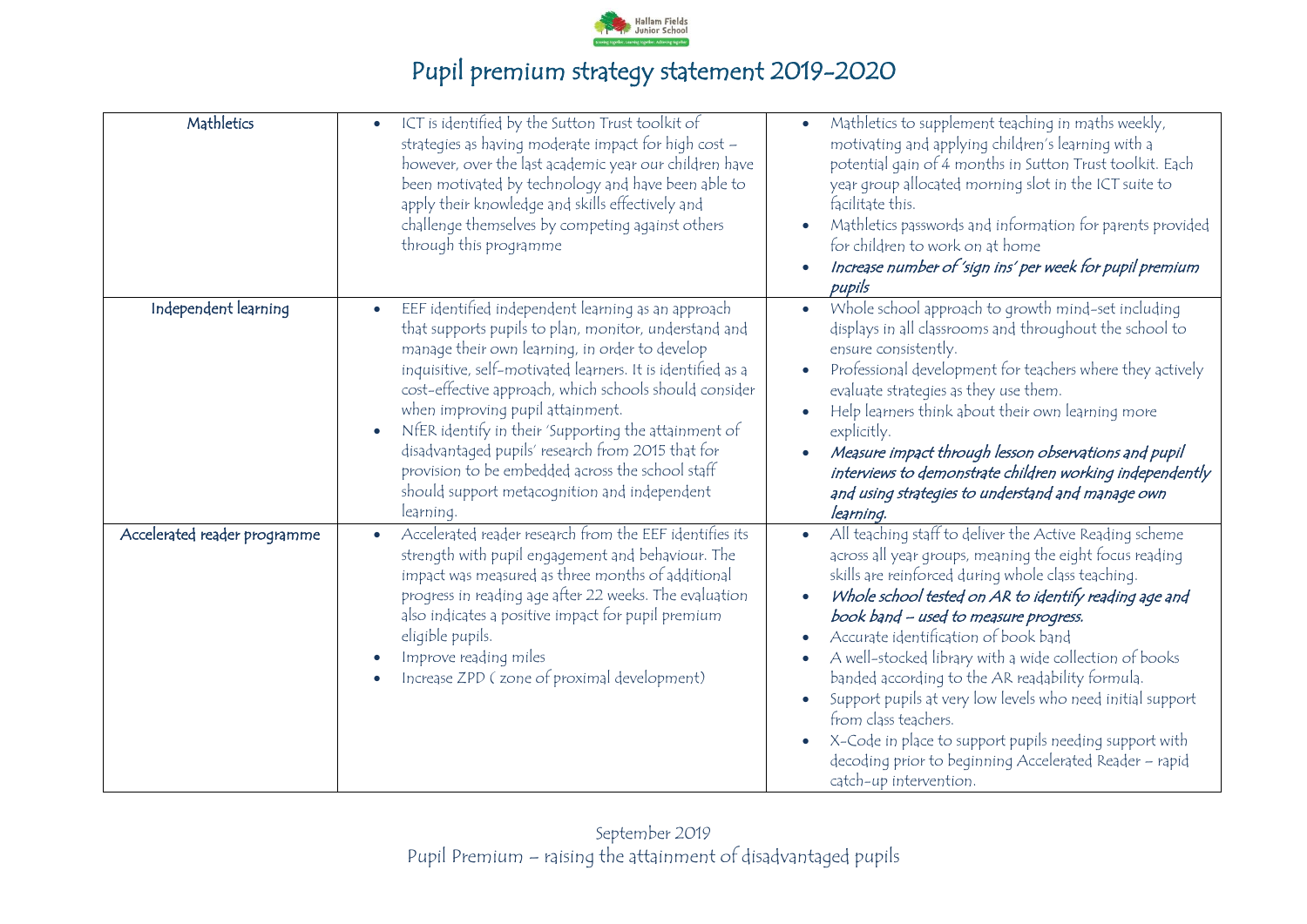# Pupil premium strategy statement 2019-2020

| | | |
|---|---|---|
| Mathletics | • ICT is identified by the Sutton Trust toolkit of strategies as having moderate impact for high cost – however, over the last academic year our children have been motivated by technology and have been able to apply their knowledge and skills effectively and challenge themselves by competing against others through this programme | • Mathletics to supplement teaching in maths weekly, motivating and applying children's learning with a potential gain of 4 months in Sutton Trust toolkit. Each year group allocated morning slot in the ICT suite to facilitate this.<br>• Mathletics passwords and information for parents provided for children to work on at home<br>• ***Increase number of 'sign ins' per week for pupil premium pupils*** |
| Independent learning | • EEF identified independent learning as an approach that supports pupils to plan, monitor, understand and manage their own learning, in order to develop inquisitive, self-motivated learners. It is identified as a cost-effective approach, which schools should consider when improving pupil attainment.<br>• NfER identify in their 'Supporting the attainment of disadvantaged pupils' research from 2015 that for provision to be embedded across the school staff should support metacognition and independent learning. | • Whole school approach to growth mind-set including displays in all classrooms and throughout the school to ensure consistently.<br>• Professional development for teachers where they actively evaluate strategies as they use them.<br>• Help learners think about their own learning more explicitly.<br>• ***Measure impact through lesson observations and pupil interviews to demonstrate children working independently and using strategies to understand and manage own learning.*** |
| Accelerated reader programme | • Accelerated reader research from the EEF identifies its strength with pupil engagement and behaviour. The impact was measured as three months of additional progress in reading age after 22 weeks. The evaluation also indicates a positive impact for pupil premium eligible pupils.<br>• Improve reading miles<br>• Increase ZPD ( zone of proximal development) | • All teaching staff to deliver the Active Reading scheme across all year groups, meaning the eight focus reading skills are reinforced during whole class teaching.<br>• ***Whole school tested on AR to identify reading age and book band – used to measure progress.***<br>• Accurate identification of book band<br>• A well-stocked library with a wide collection of books banded according to the AR readability formula.<br>• Support pupils at very low levels who need initial support from class teachers.<br>• X-Code in place to support pupils needing support with decoding prior to beginning Accelerated Reader – rapid catch-up intervention. |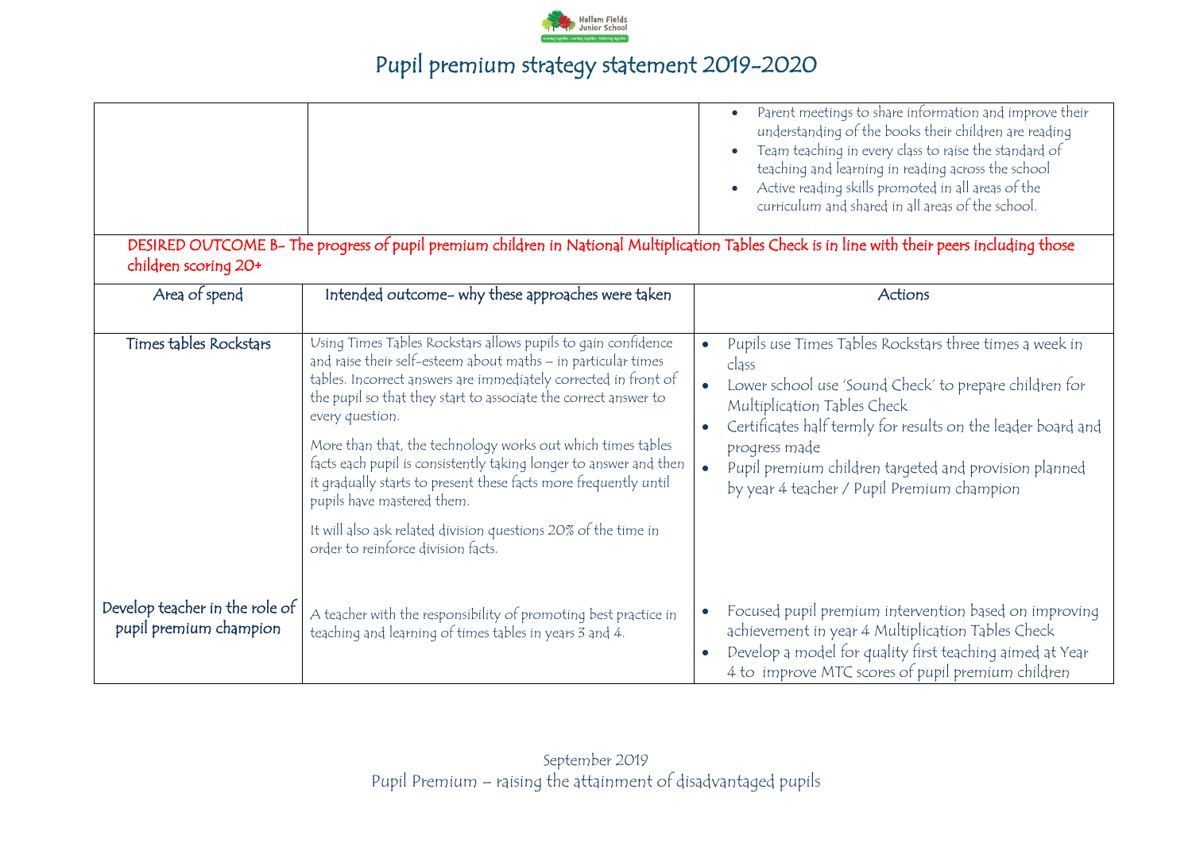# Pupil premium strategy statement 2019-2020

| | | |
|---|---|---|
| | | • Parent meetings to share information and improve their understanding of the books their children are reading<br>• Team teaching in every class to raise the standard of teaching and learning in reading across the school<br>• Active reading skills promoted in all areas of the curriculum and shared in all areas of the school. |

**DESIRED OUTCOME B- The progress of pupil premium children in National Multiplication Tables Check is in line with their peers including those children scoring 20+**

| Area of spend | Intended outcome- why these approaches were taken | Actions |
|---|---|---|
| Times tables Rockstars | Using Times Tables Rockstars allows pupils to gain confidence and raise their self-esteem about maths – in particular times tables. Incorrect answers are immediately corrected in front of the pupil so that they start to associate the correct answer to every question.<br><br>More than that, the technology works out which times tables facts each pupil is consistently taking longer to answer and then it gradually starts to present these facts more frequently until pupils have mastered them.<br><br>It will also ask related division questions 20% of the time in order to reinforce division facts. | • Pupils use Times Tables Rockstars three times a week in class<br>• Lower school use 'Sound Check' to prepare children for Multiplication Tables Check<br>• Certificates half termly for results on the leader board and progress made<br>• Pupil premium children targeted and provision planned by year 4 teacher / Pupil Premium champion |
| Develop teacher in the role of pupil premium champion | A teacher with the responsibility of promoting best practice in teaching and learning of times tables in years 3 and 4. | • Focused pupil premium intervention based on improving achievement in year 4 Multiplication Tables Check<br>• Develop a model for quality first teaching aimed at Year 4 to improve MTC scores of pupil premium children |

September 2019
Pupil Premium – raising the attainment of disadvantaged pupils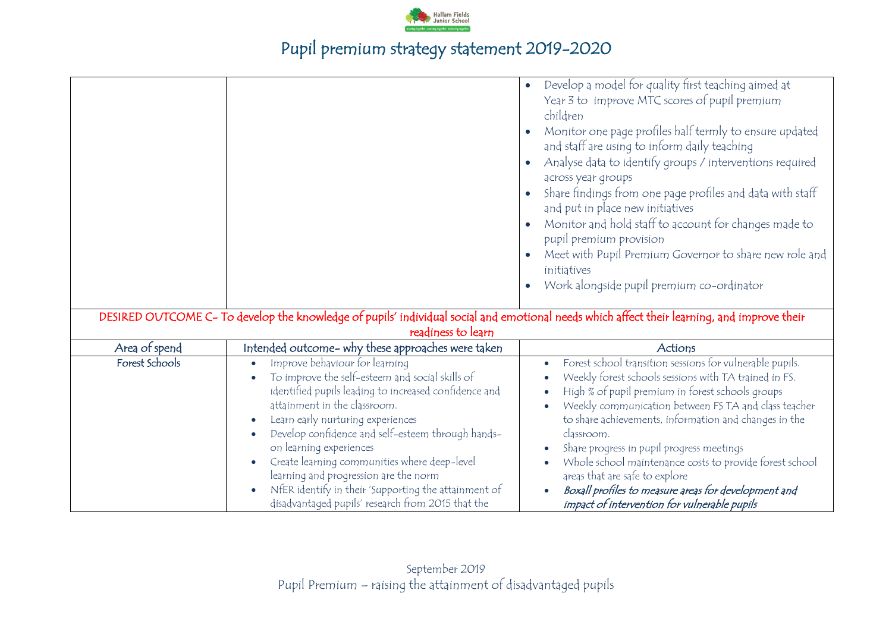# Pupil premium strategy statement 2019-2020

| | | |
|---|---|---|
| | | • Develop a model for quality first teaching aimed at Year 3 to improve MTC scores of pupil premium children<br>• Monitor one page profiles half termly to ensure updated and staff are using to inform daily teaching<br>• Analyse data to identify groups / interventions required across year groups<br>• Share findings from one page profiles and data with staff and put in place new initiatives<br>• Monitor and hold staff to account for changes made to pupil premium provision<br>• Meet with Pupil Premium Governor to share new role and initiatives<br>• Work alongside pupil premium co-ordinator |
| DESIRED OUTCOME C- To develop the knowledge of pupils' individual social and emotional needs which affect their learning, and improve their readiness to learn | | |
| Area of spend | Intended outcome- why these approaches were taken | Actions |
| Forest Schools | • Improve behaviour for learning<br>• To improve the self-esteem and social skills of identified pupils leading to increased confidence and attainment in the classroom.<br>• Learn early nurturing experiences<br>• Develop confidence and self-esteem through hands-on learning experiences<br>• Create learning communities where deep-level learning and progression are the norm<br>• NfER identify in their 'Supporting the attainment of disadvantaged pupils' research from 2015 that the | • Forest school transition sessions for vulnerable pupils.<br>• Weekly forest schools sessions with TA trained in FS.<br>• High % of pupil premium in forest schools groups<br>• Weekly communication between FS TA and class teacher to share achievements, information and changes in the classroom.<br>• Share progress in pupil progress meetings<br>• Whole school maintenance costs to provide forest school areas that are safe to explore<br>• ***Boxall profiles to measure areas for development and impact of intervention for vulnerable pupils*** |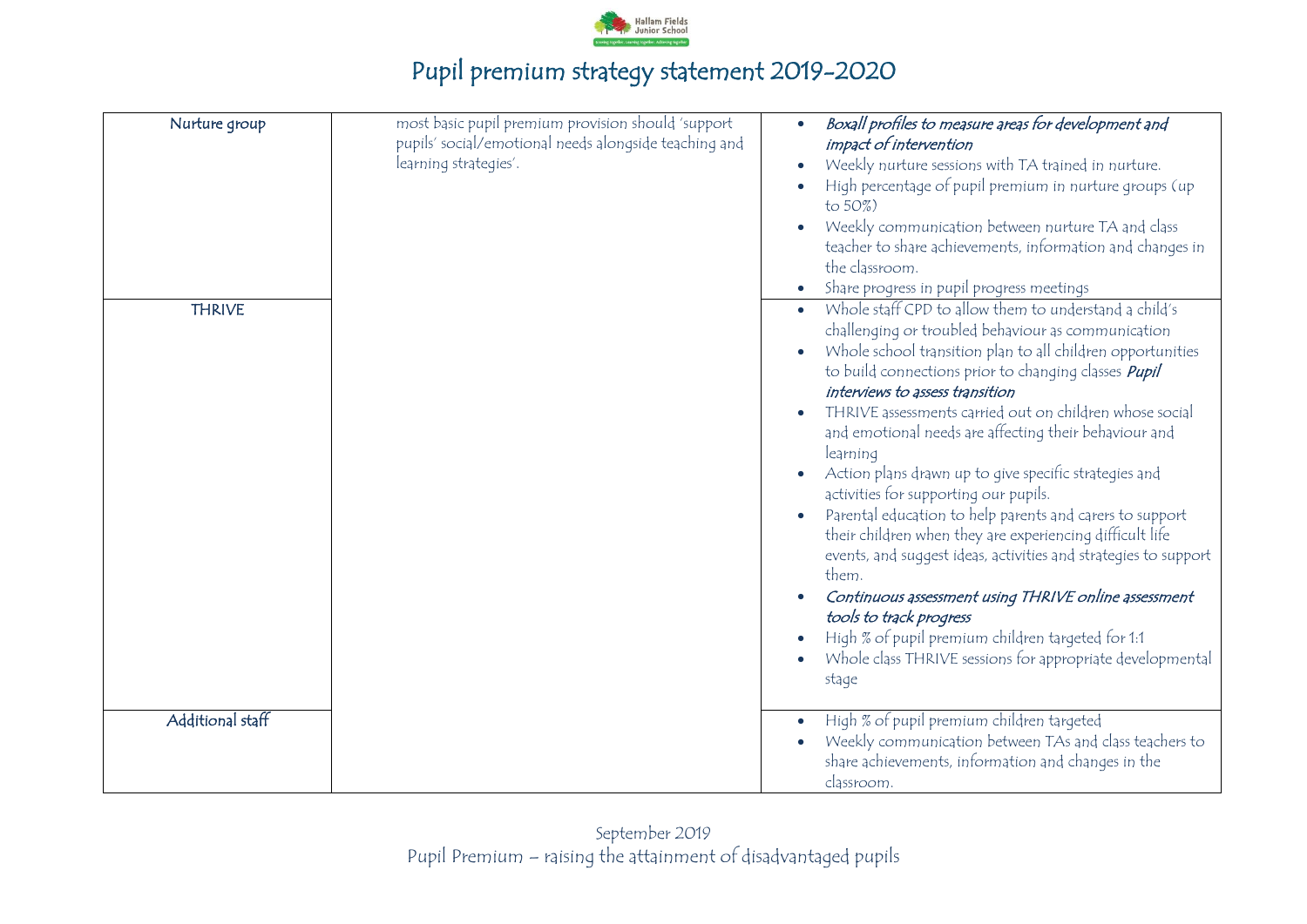# Pupil premium strategy statement 2019-2020

| | | |
|---|---|---|
| Nurture group | most basic pupil premium provision should 'support pupils' social/emotional needs alongside teaching and learning strategies'. | • *Boxall profiles to measure areas for development and impact of intervention*<br>• Weekly nurture sessions with TA trained in nurture.<br>• High percentage of pupil premium in nurture groups (up to 50%)<br>• Weekly communication between nurture TA and class teacher to share achievements, information and changes in the classroom.<br>• Share progress in pupil progress meetings |
| THRIVE | | • Whole staff CPD to allow them to understand a child's challenging or troubled behaviour as communication<br>• Whole school transition plan to all children opportunities to build connections prior to changing classes ***Pupil interviews to assess transition***<br>• THRIVE assessments carried out on children whose social and emotional needs are affecting their behaviour and learning<br>• Action plans drawn up to give specific strategies and activities for supporting our pupils.<br>• Parental education to help parents and carers to support their children when they are experiencing difficult life events, and suggest ideas, activities and strategies to support them.<br>• *Continuous assessment using THRIVE online assessment tools to track progress*<br>• High % of pupil premium children targeted for 1:1<br>• Whole class THRIVE sessions for appropriate developmental stage |
| Additional staff | | • High % of pupil premium children targeted<br>• Weekly communication between TAs and class teachers to share achievements, information and changes in the classroom. |

September 2019
Pupil Premium – raising the attainment of disadvantaged pupils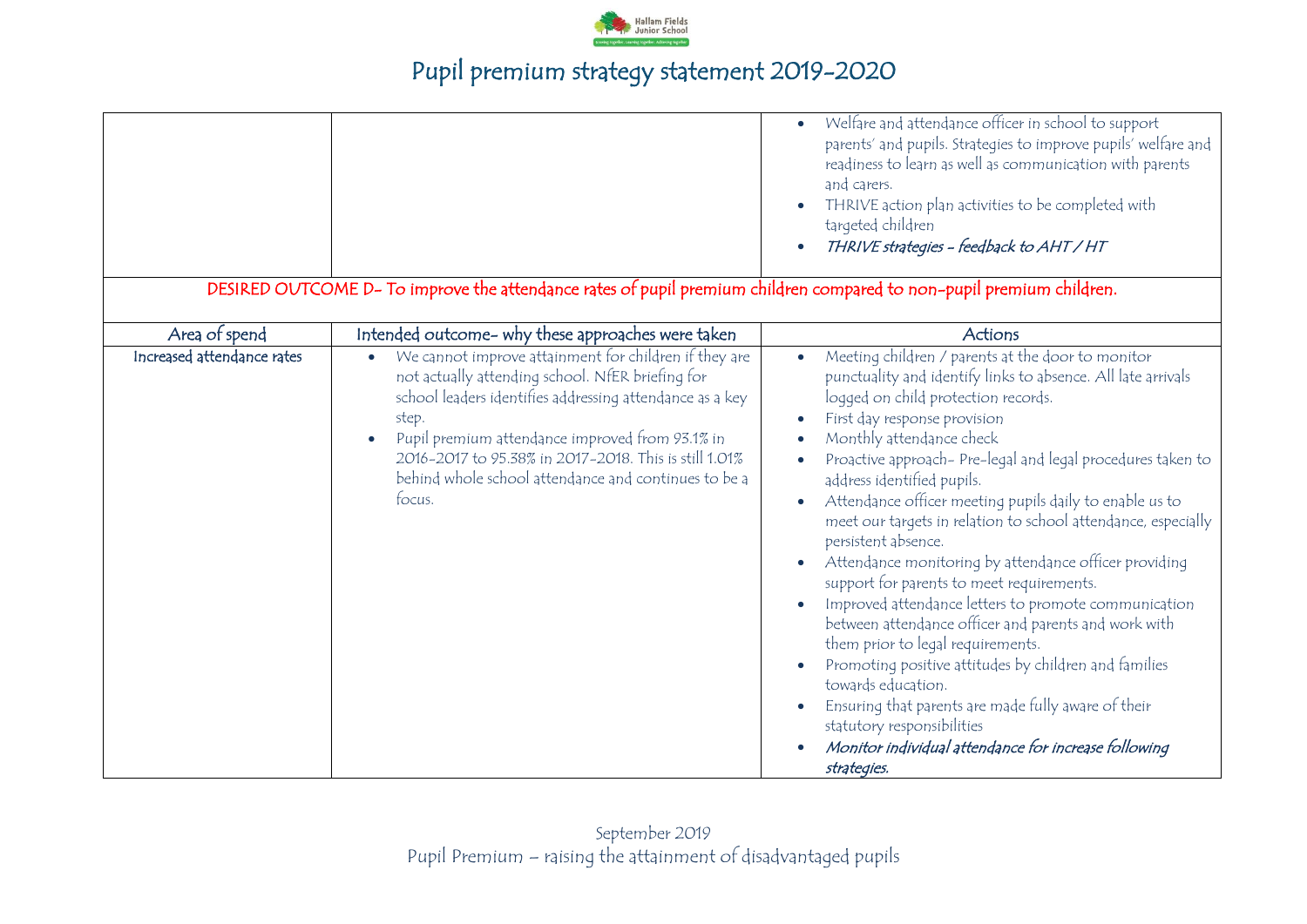# Pupil premium strategy statement 2019-2020

| | | |
|---|---|---|
| | | • Welfare and attendance officer in school to support parents' and pupils. Strategies to improve pupils' welfare and readiness to learn as well as communication with parents and carers.<br>• THRIVE action plan activities to be completed with targeted children<br>• *THRIVE strategies - feedback to AHT / HT* |

**DESIRED OUTCOME D- To improve the attendance rates of pupil premium children compared to non-pupil premium children.**

| Area of spend | Intended outcome- why these approaches were taken | Actions |
|---|---|---|
| Increased attendance rates | • We cannot improve attainment for children if they are not actually attending school. NfER briefing for school leaders identifies addressing attendance as a key step.<br>• Pupil premium attendance improved from 93.1% in 2016-2017 to 95.38% in 2017-2018. This is still 1.01% behind whole school attendance and continues to be a focus. | • Meeting children / parents at the door to monitor punctuality and identify links to absence. All late arrivals logged on child protection records.<br>• First day response provision<br>• Monthly attendance check<br>• Proactive approach- Pre-legal and legal procedures taken to address identified pupils.<br>• Attendance officer meeting pupils daily to enable us to meet our targets in relation to school attendance, especially persistent absence.<br>• Attendance monitoring by attendance officer providing support for parents to meet requirements.<br>• Improved attendance letters to promote communication between attendance officer and parents and work with them prior to legal requirements.<br>• Promoting positive attitudes by children and families towards education.<br>• Ensuring that parents are made fully aware of their statutory responsibilities<br>• *Monitor individual attendance for increase following strategies.* |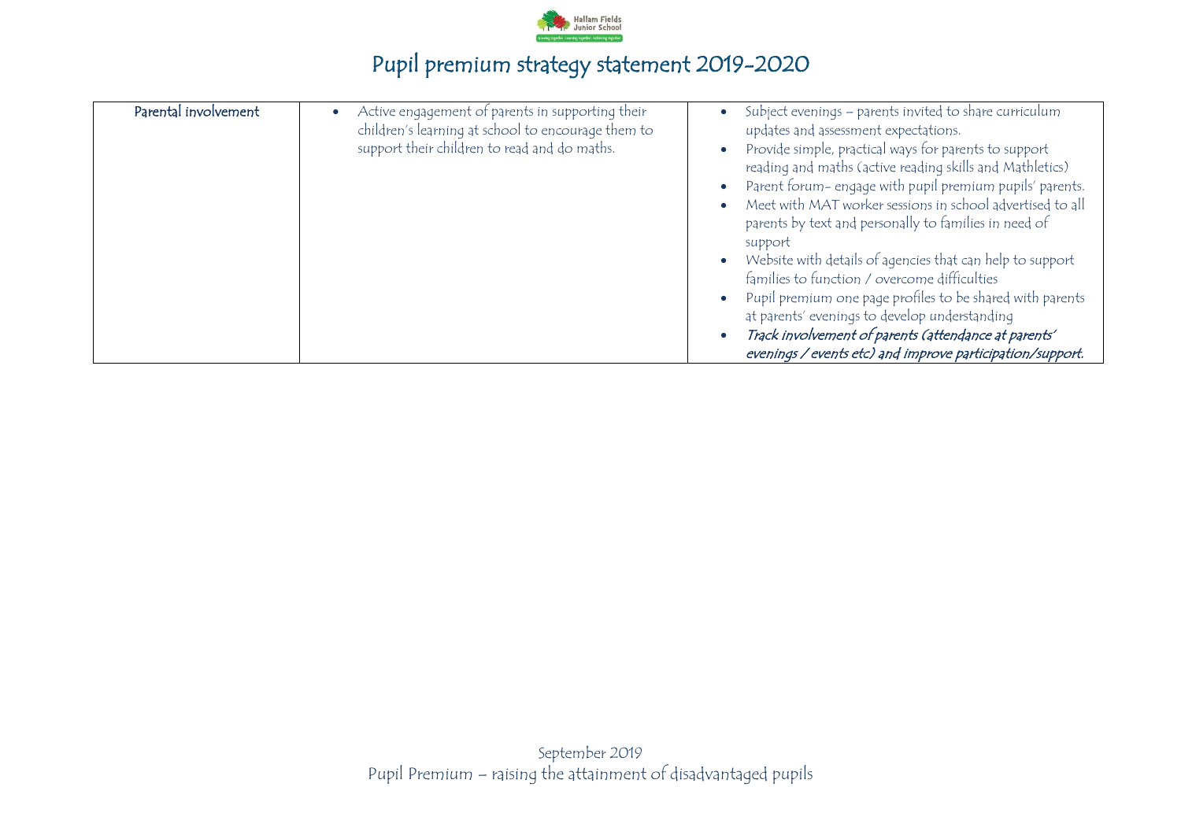# Pupil premium strategy statement 2019-2020

| Parental involvement | • Active engagement of parents in supporting their children's learning at school to encourage them to support their children to read and do maths. | • Subject evenings – parents invited to share curriculum updates and assessment expectations.<br>• Provide simple, practical ways for parents to support reading and maths (active reading skills and Mathletics)<br>• Parent forum- engage with pupil premium pupils' parents.<br>• Meet with MAT worker sessions in school advertised to all parents by text and personally to families in need of support<br>• Website with details of agencies that can help to support families to function / overcome difficulties<br>• Pupil premium one page profiles to be shared with parents at parents' evenings to develop understanding<br>• ***Track involvement of parents (attendance at parents' evenings / events etc) and improve participation/support.*** |
|---|---|---|

September 2019
Pupil Premium – raising the attainment of disadvantaged pupils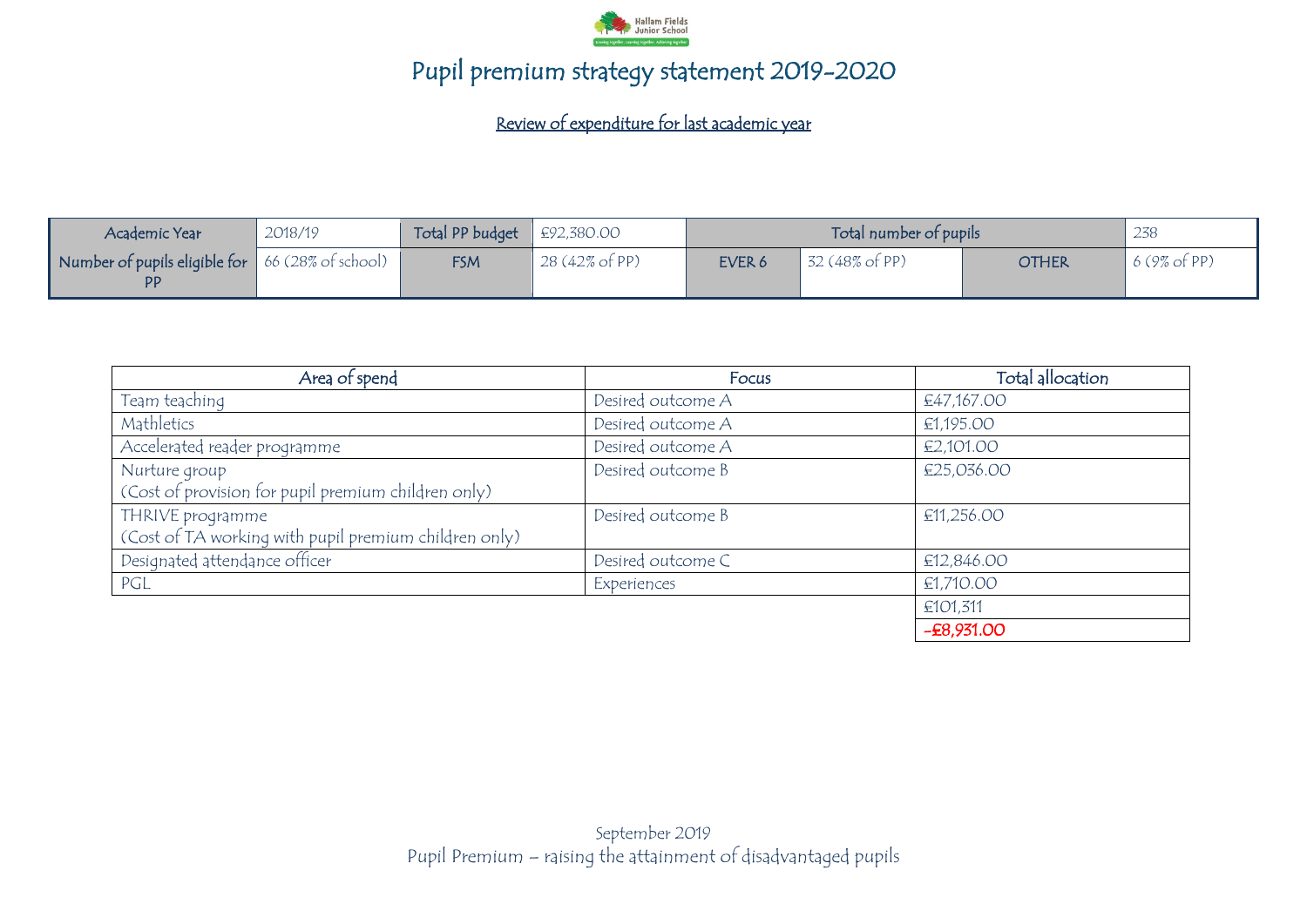# Pupil premium strategy statement 2019-2020

## Review of expenditure for last academic year

| Academic Year | 2018/19 | Total PP budget | £92,380.00 | Total number of pupils | | | 238 |
|---|---|---|---|---|---|---|---|
| Number of pupils eligible for PP | 66 (28% of school) | FSM | 28 (42% of PP) | EVER 6 | 32 (48% of PP) | OTHER | 6 (9% of PP) |

| Area of spend | Focus | Total allocation |
|---|---|---|
| Team teaching | Desired outcome A | £47,167.00 |
| Mathletics | Desired outcome A | £1,195.00 |
| Accelerated reader programme | Desired outcome A | £2,101.00 |
| Nurture group<br>(Cost of provision for pupil premium children only) | Desired outcome B | £25,036.00 |
| THRIVE programme<br>(Cost of TA working with pupil premium children only) | Desired outcome B | £11,256.00 |
| Designated attendance officer | Desired outcome C | £12,846.00 |
| PGL | Experiences | £1,710.00 |
| | | £101,311 |
| | | -£8,931.00 |

September 2019

Pupil Premium – raising the attainment of disadvantaged pupils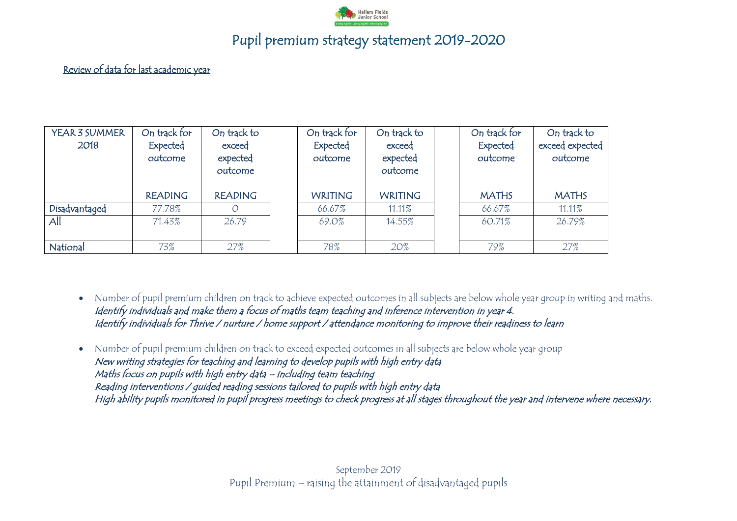# Pupil premium strategy statement 2019-2020

Review of data for last academic year

| YEAR 3 SUMMER 2018 | On track for Expected outcome READING | On track to exceed expected outcome READING | | On track for Expected outcome WRITING | On track to exceed expected outcome WRITING | | On track for Expected outcome MATHS | On track to exceed expected outcome MATHS |
|---|---|---|---|---|---|---|---|---|
| Disadvantaged | 77.78% | 0 | | 66.67% | 11.11% | | 66.67% | 11.11% |
| All | 71.43% | 26.79 | | 69.0% | 14.55% | | 60.71% | 26.79% |
| National | 73% | 27% | | 78% | 20% | | 79% | 27% |

- Number of pupil premium children on track to achieve expected outcomes in all subjects are below whole year group in writing and maths.
  *Identify individuals and make them a focus of maths team teaching and inference intervention in year 4.*
  *Identify individuals for Thrive / nurture / home support / attendance monitoring to improve their readiness to learn*

- Number of pupil premium children on track to exceed expected outcomes in all subjects are below whole year group
  *New writing strategies for teaching and learning to develop pupils with high entry data*
  *Maths focus on pupils with high entry data – including team teaching*
  *Reading interventions / guided reading sessions tailored to pupils with high entry data*
  *High ability pupils monitored in pupil progress meetings to check progress at all stages throughout the year and intervene where necessary.*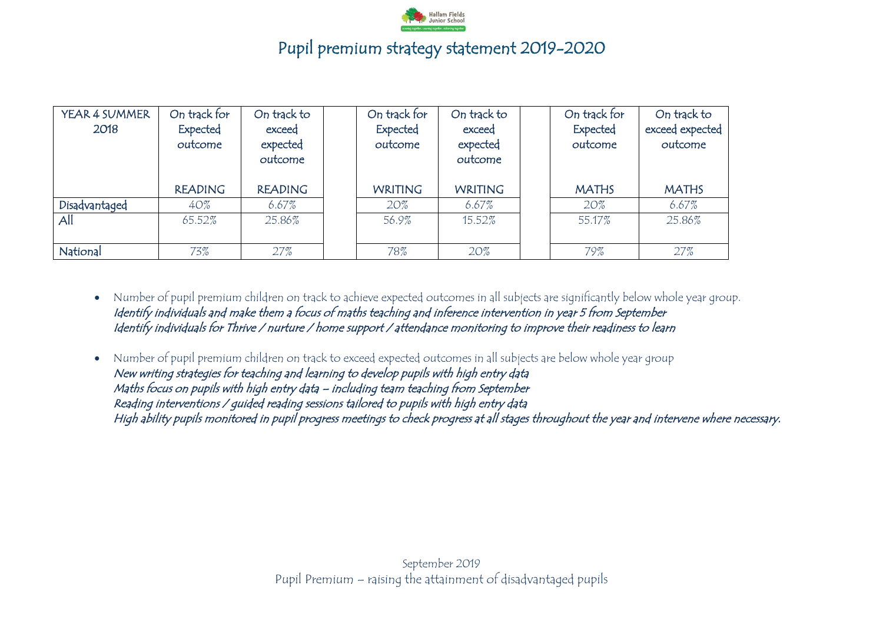# Pupil premium strategy statement 2019-2020

| YEAR 4 SUMMER 2018 | On track for Expected outcome READING | On track to exceed expected outcome READING | | On track for Expected outcome WRITING | On track to exceed expected outcome WRITING | | On track for Expected outcome MATHS | On track to exceed expected outcome MATHS |
|---|---|---|---|---|---|---|---|---|
| Disadvantaged | 40% | 6.67% | | 20% | 6.67% | | 20% | 6.67% |
| All | 65.52% | 25.86% | | 56.9% | 15.52% | | 55.17% | 25.86% |
| National | 73% | 27% | | 78% | 20% | | 79% | 27% |

- Number of pupil premium children on track to achieve expected outcomes in all subjects are significantly below whole year group.
  *Identify individuals and make them a focus of maths teaching and inference intervention in year 5 from September*
  *Identify individuals for Thrive / nurture / home support / attendance monitoring to improve their readiness to learn*

- Number of pupil premium children on track to exceed expected outcomes in all subjects are below whole year group
  *New writing strategies for teaching and learning to develop pupils with high entry data*
  *Maths focus on pupils with high entry data – including team teaching from September*
  *Reading interventions / guided reading sessions tailored to pupils with high entry data*
  *High ability pupils monitored in pupil progress meetings to check progress at all stages throughout the year and intervene where necessary.*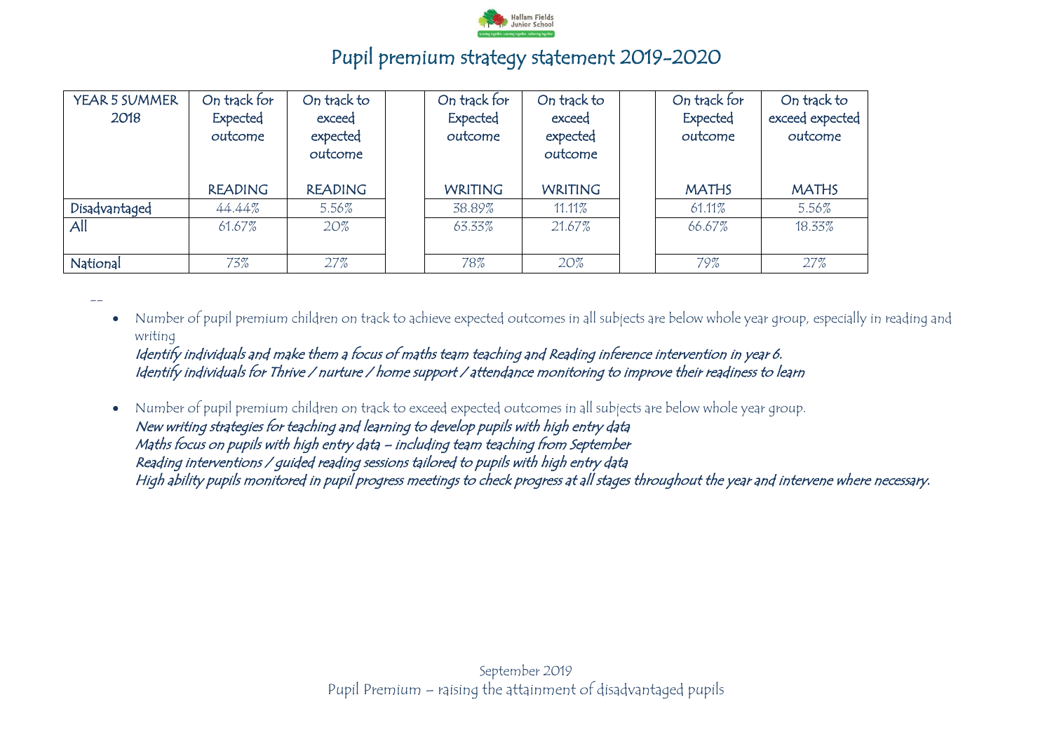# Pupil premium strategy statement 2019-2020

| YEAR 5 SUMMER 2018 | On track for Expected outcome READING | On track to exceed expected outcome READING | | On track for Expected outcome WRITING | On track to exceed expected outcome WRITING | | On track for Expected outcome MATHS | On track to exceed expected outcome MATHS |
|---|---|---|---|---|---|---|---|---|
| Disadvantaged | 44.44% | 5.56% | | 38.89% | 11.11% | | 61.11% | 5.56% |
| All | 61.67% | 20% | | 63.33% | 21.67% | | 66.67% | 18.33% |
| National | 73% | 27% | | 78% | 20% | | 79% | 27% |

--

- Number of pupil premium children on track to achieve expected outcomes in all subjects are below whole year group, especially in reading and writing
  *Identify individuals and make them a focus of maths team teaching and Reading inference intervention in year 6.*
  *Identify individuals for Thrive / nurture / home support / attendance monitoring to improve their readiness to learn*

- Number of pupil premium children on track to exceed expected outcomes in all subjects are below whole year group.
  *New writing strategies for teaching and learning to develop pupils with high entry data*
  *Maths focus on pupils with high entry data – including team teaching from September*
  *Reading interventions / guided reading sessions tailored to pupils with high entry data*
  *High ability pupils monitored in pupil progress meetings to check progress at all stages throughout the year and intervene where necessary.*